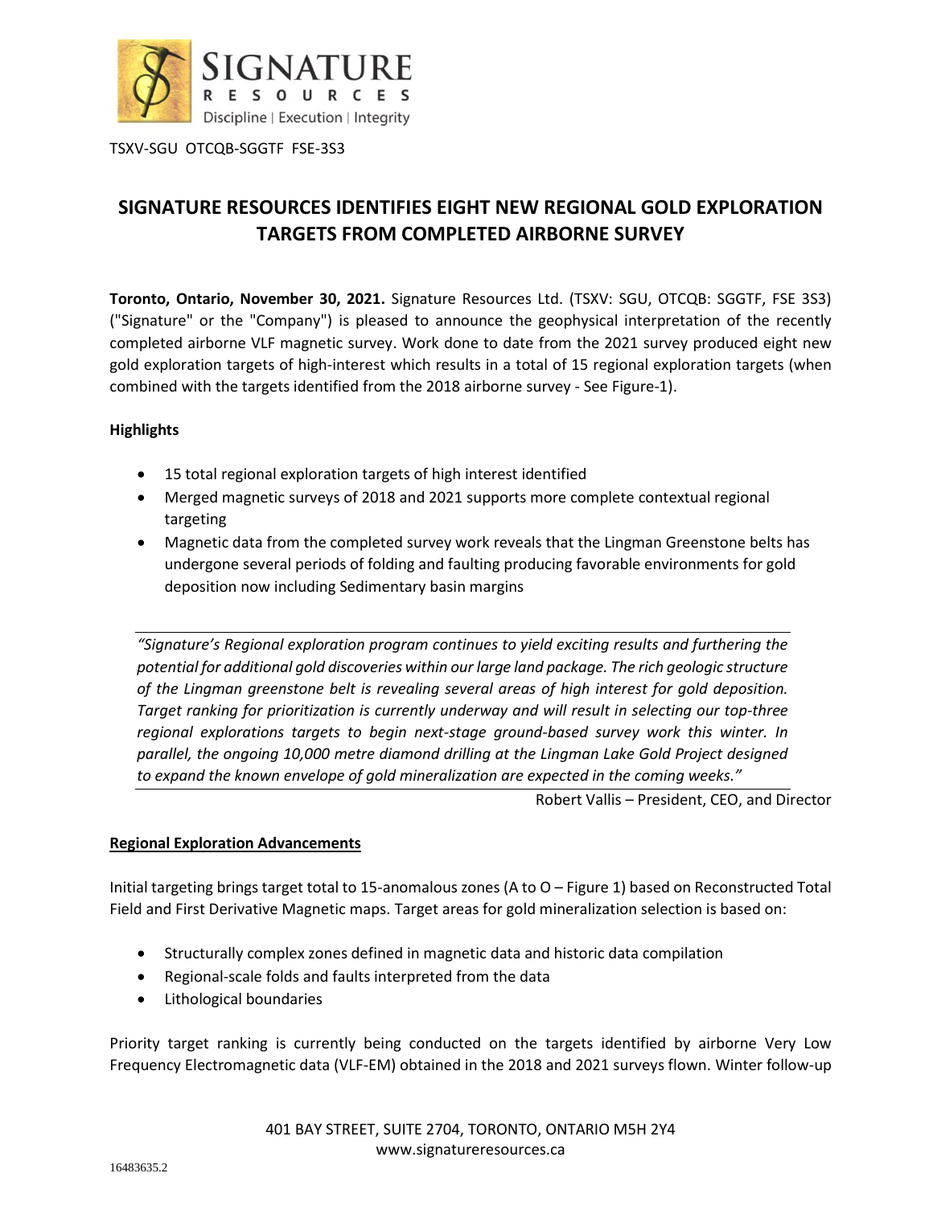TSXV-SGU OTCQB-SGGTF FSE-3S3

# SIGNATURE RESOURCES IDENTIFIES EIGHT NEW REGIONAL GOLD EXPLORATION TARGETS FROM COMPLETED AIRBORNE SURVEY

**Toronto, Ontario, November 30, 2021.** Signature Resources Ltd. (TSXV: SGU, OTCQB: SGGTF, FSE 3S3) ("Signature" or the "Company") is pleased to announce the geophysical interpretation of the recently completed airborne VLF magnetic survey. Work done to date from the 2021 survey produced eight new gold exploration targets of high-interest which results in a total of 15 regional exploration targets (when combined with the targets identified from the 2018 airborne survey - See Figure-1).

**Highlights**

- 15 total regional exploration targets of high interest identified
- Merged magnetic surveys of 2018 and 2021 supports more complete contextual regional targeting
- Magnetic data from the completed survey work reveals that the Lingman Greenstone belts has undergone several periods of folding and faulting producing favorable environments for gold deposition now including Sedimentary basin margins

*"Signature's Regional exploration program continues to yield exciting results and furthering the potential for additional gold discoveries within our large land package. The rich geologic structure of the Lingman greenstone belt is revealing several areas of high interest for gold deposition. Target ranking for prioritization is currently underway and will result in selecting our top-three regional explorations targets to begin next-stage ground-based survey work this winter. In parallel, the ongoing 10,000 metre diamond drilling at the Lingman Lake Gold Project designed to expand the known envelope of gold mineralization are expected in the coming weeks."*

Robert Vallis – President, CEO, and Director

**Regional Exploration Advancements**

Initial targeting brings target total to 15-anomalous zones (A to O – Figure 1) based on Reconstructed Total Field and First Derivative Magnetic maps. Target areas for gold mineralization selection is based on:

- Structurally complex zones defined in magnetic data and historic data compilation
- Regional-scale folds and faults interpreted from the data
- Lithological boundaries

Priority target ranking is currently being conducted on the targets identified by airborne Very Low Frequency Electromagnetic data (VLF-EM) obtained in the 2018 and 2021 surveys flown. Winter follow-up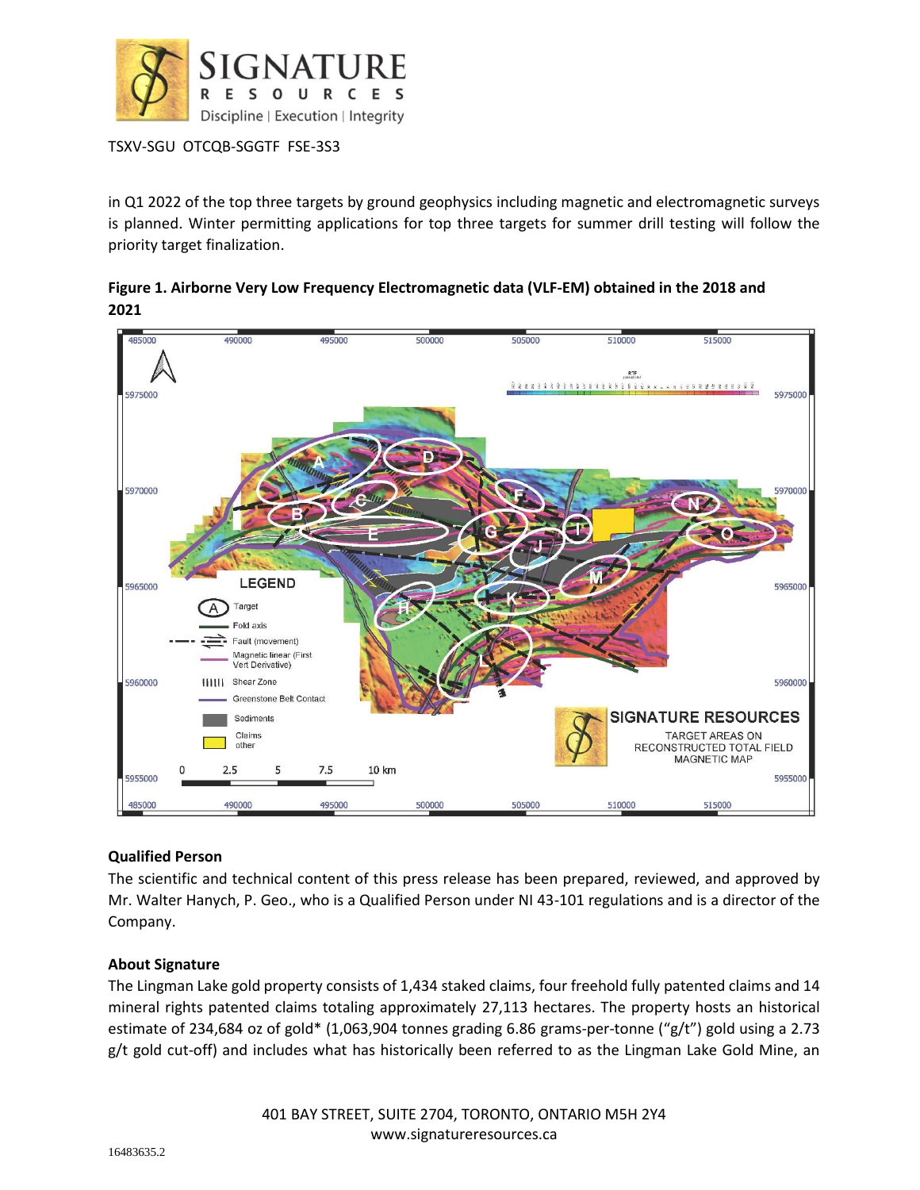in Q1 2022 of the top three targets by ground geophysics including magnetic and electromagnetic surveys is planned. Winter permitting applications for top three targets for summer drill testing will follow the priority target finalization.

**Figure 1. Airborne Very Low Frequency Electromagnetic data (VLF-EM) obtained in the 2018 and 2021**

### Qualified Person

The scientific and technical content of this press release has been prepared, reviewed, and approved by Mr. Walter Hanych, P. Geo., who is a Qualified Person under NI 43-101 regulations and is a director of the Company.

### About Signature

The Lingman Lake gold property consists of 1,434 staked claims, four freehold fully patented claims and 14 mineral rights patented claims totaling approximately 27,113 hectares. The property hosts an historical estimate of 234,684 oz of gold* (1,063,904 tonnes grading 6.86 grams-per-tonne ("g/t") gold using a 2.73 g/t gold cut-off) and includes what has historically been referred to as the Lingman Lake Gold Mine, an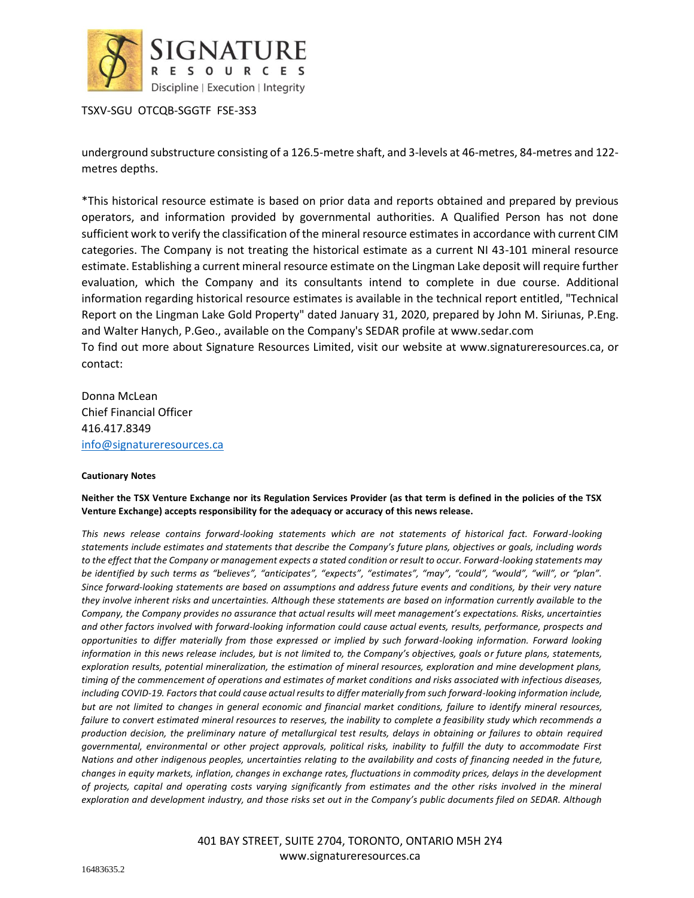underground substructure consisting of a 126.5-metre shaft, and 3-levels at 46-metres, 84-metres and 122-metres depths.

*This historical resource estimate is based on prior data and reports obtained and prepared by previous operators, and information provided by governmental authorities. A Qualified Person has not done sufficient work to verify the classification of the mineral resource estimates in accordance with current CIM categories. The Company is not treating the historical estimate as a current NI 43-101 mineral resource estimate. Establishing a current mineral resource estimate on the Lingman Lake deposit will require further evaluation, which the Company and its consultants intend to complete in due course. Additional information regarding historical resource estimates is available in the technical report entitled, "Technical Report on the Lingman Lake Gold Property" dated January 31, 2020, prepared by John M. Siriunas, P.Eng. and Walter Hanych, P.Geo., available on the Company's SEDAR profile at www.sedar.com

To find out more about Signature Resources Limited, visit our website at www.signatureresources.ca, or contact:

Donna McLean
Chief Financial Officer
416.417.8349
info@signatureresources.ca

**Cautionary Notes**

**Neither the TSX Venture Exchange nor its Regulation Services Provider (as that term is defined in the policies of the TSX Venture Exchange) accepts responsibility for the adequacy or accuracy of this news release.**

*This news release contains forward-looking statements which are not statements of historical fact. Forward-looking statements include estimates and statements that describe the Company's future plans, objectives or goals, including words to the effect that the Company or management expects a stated condition or result to occur. Forward-looking statements may be identified by such terms as "believes", "anticipates", "expects", "estimates", "may", "could", "would", "will", or "plan". Since forward-looking statements are based on assumptions and address future events and conditions, by their very nature they involve inherent risks and uncertainties. Although these statements are based on information currently available to the Company, the Company provides no assurance that actual results will meet management's expectations. Risks, uncertainties and other factors involved with forward-looking information could cause actual events, results, performance, prospects and opportunities to differ materially from those expressed or implied by such forward-looking information. Forward looking information in this news release includes, but is not limited to, the Company's objectives, goals or future plans, statements, exploration results, potential mineralization, the estimation of mineral resources, exploration and mine development plans, timing of the commencement of operations and estimates of market conditions and risks associated with infectious diseases, including COVID-19. Factors that could cause actual results to differ materially from such forward-looking information include, but are not limited to changes in general economic and financial market conditions, failure to identify mineral resources, failure to convert estimated mineral resources to reserves, the inability to complete a feasibility study which recommends a production decision, the preliminary nature of metallurgical test results, delays in obtaining or failures to obtain required governmental, environmental or other project approvals, political risks, inability to fulfill the duty to accommodate First Nations and other indigenous peoples, uncertainties relating to the availability and costs of financing needed in the future, changes in equity markets, inflation, changes in exchange rates, fluctuations in commodity prices, delays in the development of projects, capital and operating costs varying significantly from estimates and the other risks involved in the mineral exploration and development industry, and those risks set out in the Company's public documents filed on SEDAR. Although*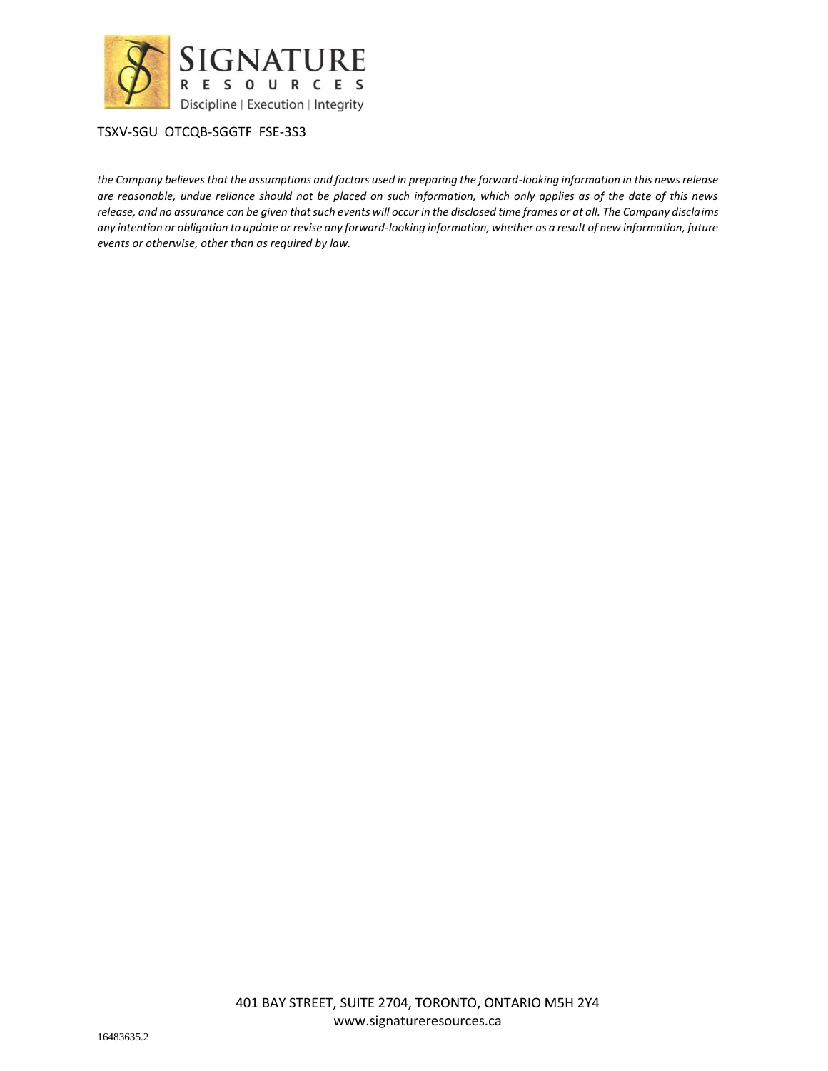*the Company believes that the assumptions and factors used in preparing the forward-looking information in this news release are reasonable, undue reliance should not be placed on such information, which only applies as of the date of this news release, and no assurance can be given that such events will occur in the disclosed time frames or at all. The Company disclaims any intention or obligation to update or revise any forward-looking information, whether as a result of new information, future events or otherwise, other than as required by law.*